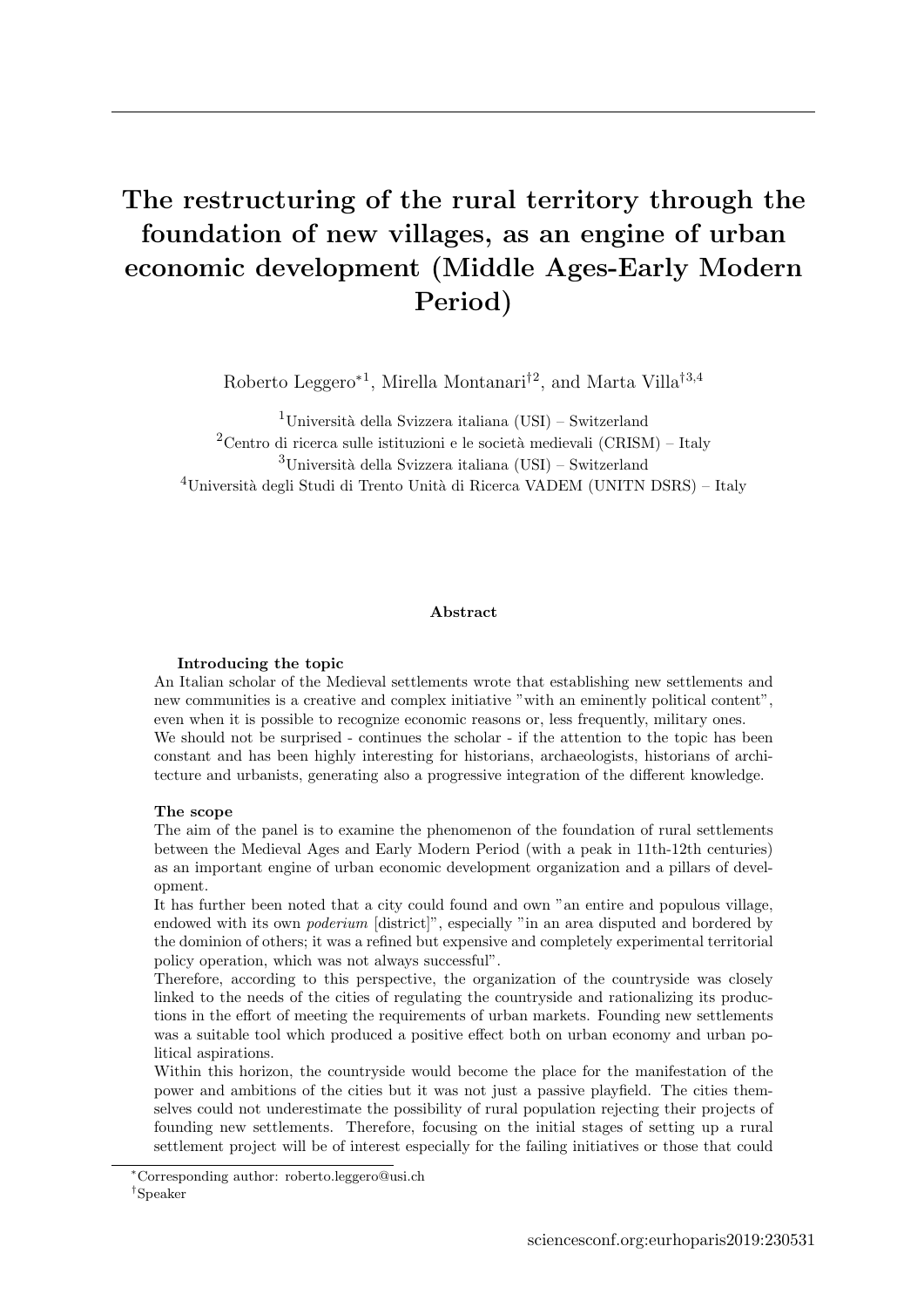# The restructuring of the rural territory through the foundation of new villages, as an engine of urban economic development (Middle Ages-Early Modern Period)

Roberto Leggero*[1], Mirella Montanari†[2], and Marta Villa†[3,4]

[1]Università della Svizzera italiana (USI) – Switzerland
[2]Centro di ricerca sulle istituzioni e le società medievali (CRISM) – Italy
[3]Università della Svizzera italiana (USI) – Switzerland
[4]Università degli Studi di Trento Unità di Ricerca VADEM (UNITN DSRS) – Italy

## Abstract

**Introducing the topic**

An Italian scholar of the Medieval settlements wrote that establishing new settlements and new communities is a creative and complex initiative "with an eminently political content", even when it is possible to recognize economic reasons or, less frequently, military ones.
We should not be surprised - continues the scholar - if the attention to the topic has been constant and has been highly interesting for historians, archaeologists, historians of architecture and urbanists, generating also a progressive integration of the different knowledge.

**The scope**

The aim of the panel is to examine the phenomenon of the foundation of rural settlements between the Medieval Ages and Early Modern Period (with a peak in 11th-12th centuries) as an important engine of urban economic development organization and a pillars of development.
It has further been noted that a city could found and own "an entire and populous village, endowed with its own *poderium* [district]", especially "in an area disputed and bordered by the dominion of others; it was a refined but expensive and completely experimental territorial policy operation, which was not always successful".
Therefore, according to this perspective, the organization of the countryside was closely linked to the needs of the cities of regulating the countryside and rationalizing its productions in the effort of meeting the requirements of urban markets. Founding new settlements was a suitable tool which produced a positive effect both on urban economy and urban political aspirations.
Within this horizon, the countryside would become the place for the manifestation of the power and ambitions of the cities but it was not just a passive playfield. The cities themselves could not underestimate the possibility of rural population rejecting their projects of founding new settlements. Therefore, focusing on the initial stages of setting up a rural settlement project will be of interest especially for the failing initiatives or those that could

*Corresponding author: roberto.leggero@usi.ch
†Speaker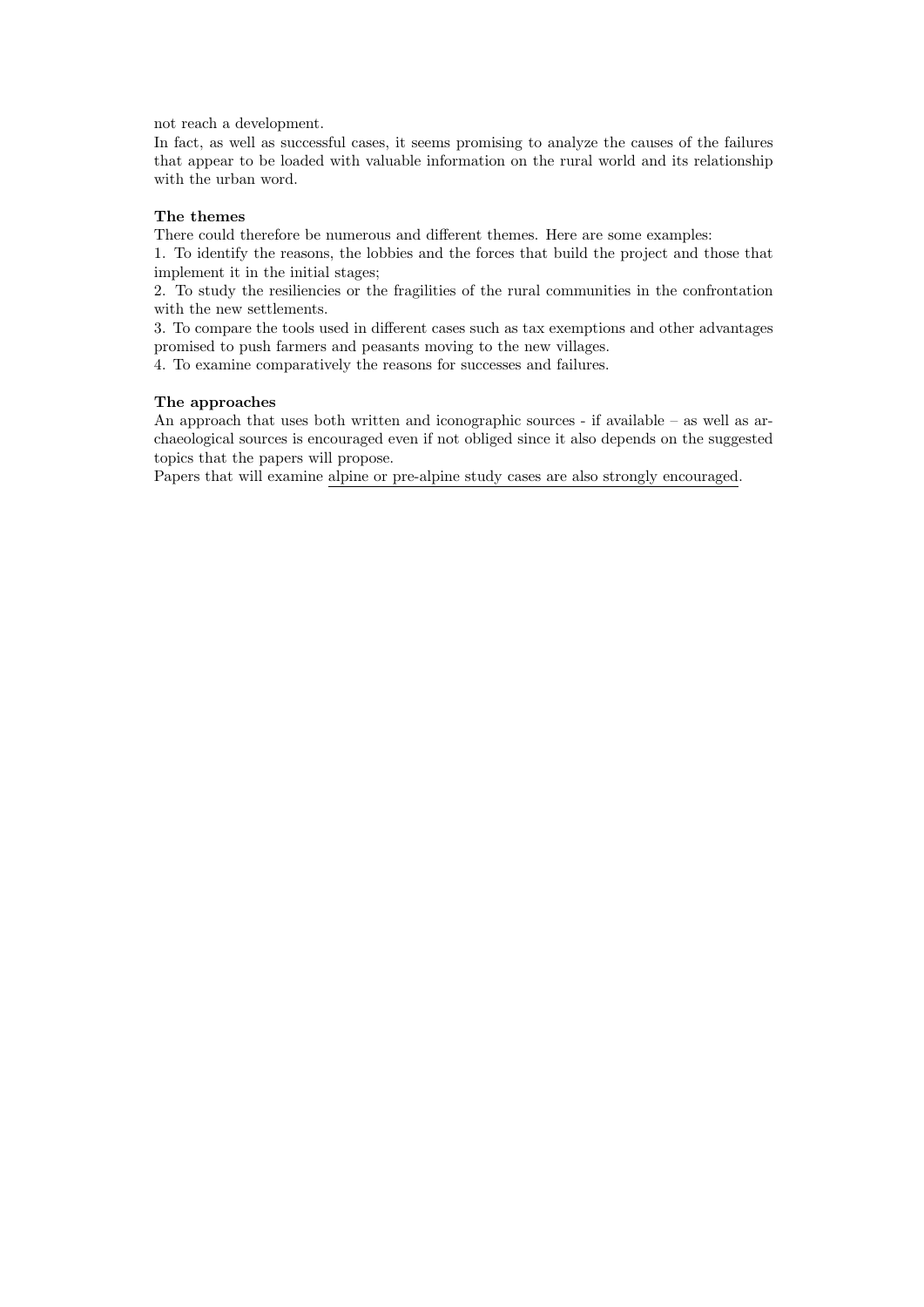not reach a development.

In fact, as well as successful cases, it seems promising to analyze the causes of the failures that appear to be loaded with valuable information on the rural world and its relationship with the urban word.

**The themes**

There could therefore be numerous and different themes. Here are some examples:

1. To identify the reasons, the lobbies and the forces that build the project and those that implement it in the initial stages;
2. To study the resiliencies or the fragilities of the rural communities in the confrontation with the new settlements.
3. To compare the tools used in different cases such as tax exemptions and other advantages promised to push farmers and peasants moving to the new villages.
4. To examine comparatively the reasons for successes and failures.

**The approaches**

An approach that uses both written and iconographic sources - if available – as well as archaeological sources is encouraged even if not obliged since it also depends on the suggested topics that the papers will propose.

Papers that will examine alpine or pre-alpine study cases are also strongly encouraged.